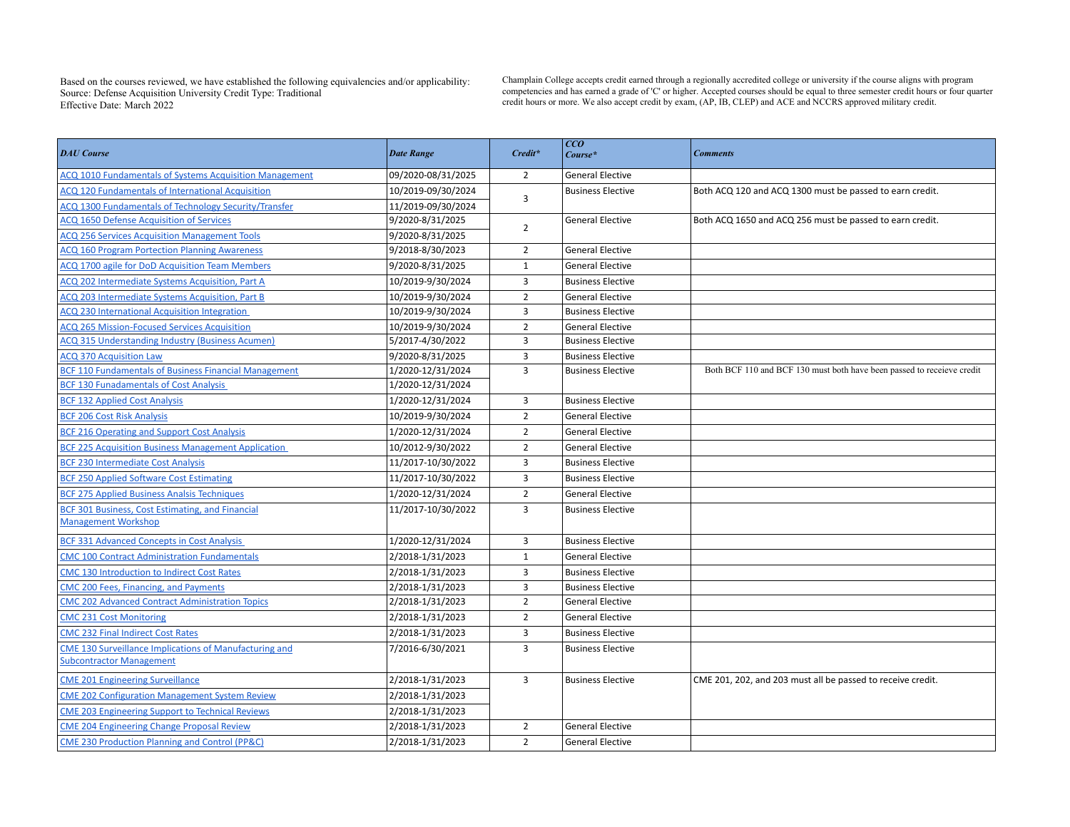Based on the courses reviewed, we have established the following equivalencies and/or applicability:
Source: Defense Acquisition University Credit Type: Traditional
Effective Date: March 2022

Champlain College accepts credit earned through a regionally accredited college or university if the course aligns with program competencies and has earned a grade of 'C' or higher. Accepted courses should be equal to three semester credit hours or four quarter credit hours or more. We also accept credit by exam, (AP, IB, CLEP) and ACE and NCCRS approved military credit.

| *DAU Course* | *Date Range* | *Credit** | *CCO Course** | *Comments* |
|---|---|---|---|---|
| ACQ 1010 Fundamentals of Systems Acquisition Management | 09/2020-08/31/2025 | 2 | General Elective | |
| ACQ 120 Fundamentals of International Acquisition | 10/2019-09/30/2024 | 3 | Business Elective | Both ACQ 120 and ACQ 1300 must be passed to earn credit. |
| ACQ 1300 Fundamentals of Technology Security/Transfer | 11/2019-09/30/2024 | | | |
| ACQ 1650 Defense Acquisition of Services | 9/2020-8/31/2025 | 2 | General Elective | Both ACQ 1650 and ACQ 256 must be passed to earn credit. |
| ACQ 256 Services Acquisition Management Tools | 9/2020-8/31/2025 | | | |
| ACQ 160 Program Portection Planning Awareness | 9/2018-8/30/2023 | 2 | General Elective | |
| ACQ 1700 agile for DoD Acquisition Team Members | 9/2020-8/31/2025 | 1 | General Elective | |
| ACQ 202 Intermediate Systems Acquisition, Part A | 10/2019-9/30/2024 | 3 | Business Elective | |
| ACQ 203 Intermediate Systems Acquisition, Part B | 10/2019-9/30/2024 | 2 | General Elective | |
| ACQ 230 International Acquisition Integration | 10/2019-9/30/2024 | 3 | Business Elective | |
| ACQ 265 Mission-Focused Services Acquisition | 10/2019-9/30/2024 | 2 | General Elective | |
| ACQ 315 Understanding Industry (Business Acumen) | 5/2017-4/30/2022 | 3 | Business Elective | |
| ACQ 370 Acquisition Law | 9/2020-8/31/2025 | 3 | Business Elective | |
| BCF 110 Fundamentals of Business Financial Management | 1/2020-12/31/2024 | 3 | Business Elective | Both BCF 110 and BCF 130 must both have been passed to receieve credit |
| BCF 130 Funadamentals of Cost Analysis | 1/2020-12/31/2024 | | | |
| BCF 132 Applied Cost Analysis | 1/2020-12/31/2024 | 3 | Business Elective | |
| BCF 206 Cost Risk Analysis | 10/2019-9/30/2024 | 2 | General Elective | |
| BCF 216 Operating and Support Cost Analysis | 1/2020-12/31/2024 | 2 | General Elective | |
| BCF 225 Acquisition Business Management Application | 10/2012-9/30/2022 | 2 | General Elective | |
| BCF 230 Intermediate Cost Analysis | 11/2017-10/30/2022 | 3 | Business Elective | |
| BCF 250 Applied Software Cost Estimating | 11/2017-10/30/2022 | 3 | Business Elective | |
| BCF 275 Applied Business Analsis Techniques | 1/2020-12/31/2024 | 2 | General Elective | |
| BCF 301 Business, Cost Estimating, and Financial Management Workshop | 11/2017-10/30/2022 | 3 | Business Elective | |
| BCF 331 Advanced Concepts in Cost Analysis | 1/2020-12/31/2024 | 3 | Business Elective | |
| CMC 100 Contract Administration Fundamentals | 2/2018-1/31/2023 | 1 | General Elective | |
| CMC 130 Introduction to Indirect Cost Rates | 2/2018-1/31/2023 | 3 | Business Elective | |
| CMC 200 Fees, Financing, and Payments | 2/2018-1/31/2023 | 3 | Business Elective | |
| CMC 202 Advanced Contract Administration Topics | 2/2018-1/31/2023 | 2 | General Elective | |
| CMC 231 Cost Monitoring | 2/2018-1/31/2023 | 2 | General Elective | |
| CMC 232 Final Indirect Cost Rates | 2/2018-1/31/2023 | 3 | Business Elective | |
| CME 130 Surveillance Implications of Manufacturing and Subcontractor Management | 7/2016-6/30/2021 | 3 | Business Elective | |
| CME 201 Engineering Surveillance | 2/2018-1/31/2023 | 3 | Business Elective | CME 201, 202, and 203 must all be passed to receive credit. |
| CME 202 Configuration Management System Review | 2/2018-1/31/2023 | | | |
| CME 203 Engineering Support to Technical Reviews | 2/2018-1/31/2023 | | | |
| CME 204 Engineering Change Proposal Review | 2/2018-1/31/2023 | 2 | General Elective | |
| CME 230 Production Planning and Control (PP&C) | 2/2018-1/31/2023 | 2 | General Elective | |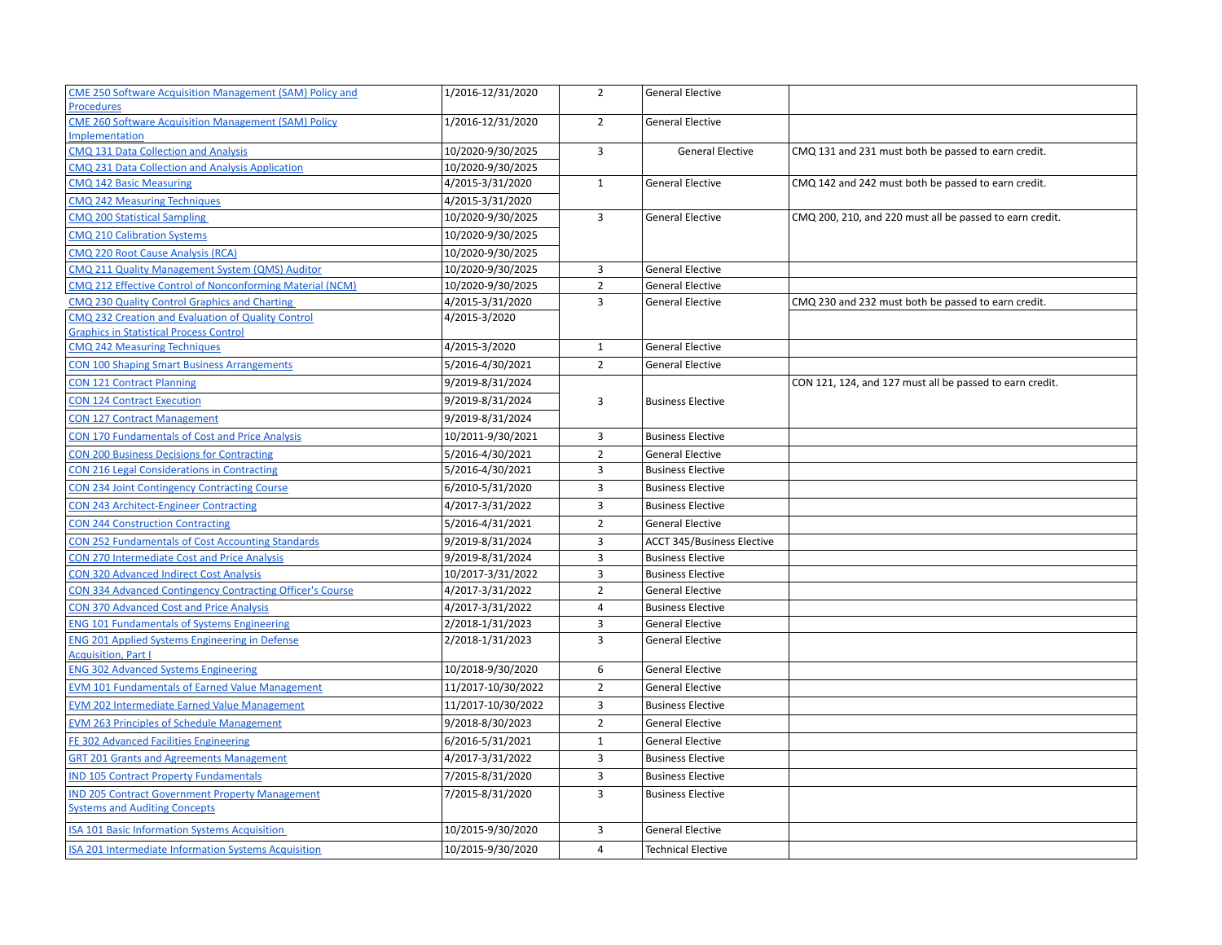| | | | | |
|---|---|---|---|---|
| CME 250 Software Acquisition Management (SAM) Policy and Procedures | 1/2016-12/31/2020 | 2 | General Elective | |
| CME 260 Software Acquisition Management (SAM) Policy Implementation | 1/2016-12/31/2020 | 2 | General Elective | |
| CMQ 131 Data Collection and Analysis | 10/2020-9/30/2025 | 3 | General Elective | CMQ 131 and 231 must both be passed to earn credit. |
| CMQ 231 Data Collection and Analysis Application | 10/2020-9/30/2025 | | | |
| CMQ 142 Basic Measuring | 4/2015-3/31/2020 | 1 | General Elective | CMQ 142 and 242 must both be passed to earn credit. |
| CMQ 242 Measuring Techniques | 4/2015-3/31/2020 | | | |
| CMQ 200 Statistical Sampling | 10/2020-9/30/2025 | 3 | General Elective | CMQ 200, 210, and 220 must all be passed to earn credit. |
| CMQ 210 Calibration Systems | 10/2020-9/30/2025 | | | |
| CMQ 220 Root Cause Analysis (RCA) | 10/2020-9/30/2025 | | | |
| CMQ 211 Quality Management System (QMS) Auditor | 10/2020-9/30/2025 | 3 | General Elective | |
| CMQ 212 Effective Control of Nonconforming Material (NCM) | 10/2020-9/30/2025 | 2 | General Elective | |
| CMQ 230 Quality Control Graphics and Charting | 4/2015-3/31/2020 | 3 | General Elective | CMQ 230 and 232 must both be passed to earn credit. |
| CMQ 232 Creation and Evaluation of Quality Control Graphics in Statistical Process Control | 4/2015-3/2020 | | | |
| CMQ 242 Measuring Techniques | 4/2015-3/2020 | 1 | General Elective | |
| CON 100 Shaping Smart Business Arrangements | 5/2016-4/30/2021 | 2 | General Elective | |
| CON 121 Contract Planning | 9/2019-8/31/2024 | 3 | Business Elective | CON 121, 124, and 127 must all be passed to earn credit. |
| CON 124 Contract Execution | 9/2019-8/31/2024 | | | |
| CON 127 Contract Management | 9/2019-8/31/2024 | | | |
| CON 170 Fundamentals of Cost and Price Analysis | 10/2011-9/30/2021 | 3 | Business Elective | |
| CON 200 Business Decisions for Contracting | 5/2016-4/30/2021 | 2 | General Elective | |
| CON 216 Legal Considerations in Contracting | 5/2016-4/30/2021 | 3 | Business Elective | |
| CON 234 Joint Contingency Contracting Course | 6/2010-5/31/2020 | 3 | Business Elective | |
| CON 243 Architect-Engineer Contracting | 4/2017-3/31/2022 | 3 | Business Elective | |
| CON 244 Construction Contracting | 5/2016-4/31/2021 | 2 | General Elective | |
| CON 252 Fundamentals of Cost Accounting Standards | 9/2019-8/31/2024 | 3 | ACCT 345/Business Elective | |
| CON 270 Intermediate Cost and Price Analysis | 9/2019-8/31/2024 | 3 | Business Elective | |
| CON 320 Advanced Indirect Cost Analysis | 10/2017-3/31/2022 | 3 | Business Elective | |
| CON 334 Advanced Contingency Contracting Officer's Course | 4/2017-3/31/2022 | 2 | General Elective | |
| CON 370 Advanced Cost and Price Analysis | 4/2017-3/31/2022 | 4 | Business Elective | |
| ENG 101 Fundamentals of Systems Engineering | 2/2018-1/31/2023 | 3 | General Elective | |
| ENG 201 Applied Systems Engineering in Defense Acquisition, Part I | 2/2018-1/31/2023 | 3 | General Elective | |
| ENG 302 Advanced Systems Engineering | 10/2018-9/30/2020 | 6 | General Elective | |
| EVM 101 Fundamentals of Earned Value Management | 11/2017-10/30/2022 | 2 | General Elective | |
| EVM 202 Intermediate Earned Value Management | 11/2017-10/30/2022 | 3 | Business Elective | |
| EVM 263 Principles of Schedule Management | 9/2018-8/30/2023 | 2 | General Elective | |
| FE 302 Advanced Facilities Engineering | 6/2016-5/31/2021 | 1 | General Elective | |
| GRT 201 Grants and Agreements Management | 4/2017-3/31/2022 | 3 | Business Elective | |
| IND 105 Contract Property Fundamentals | 7/2015-8/31/2020 | 3 | Business Elective | |
| IND 205 Contract Government Property Management Systems and Auditing Concepts | 7/2015-8/31/2020 | 3 | Business Elective | |
| ISA 101 Basic Information Systems Acquisition | 10/2015-9/30/2020 | 3 | General Elective | |
| ISA 201 Intermediate Information Systems Acquisition | 10/2015-9/30/2020 | 4 | Technical Elective | |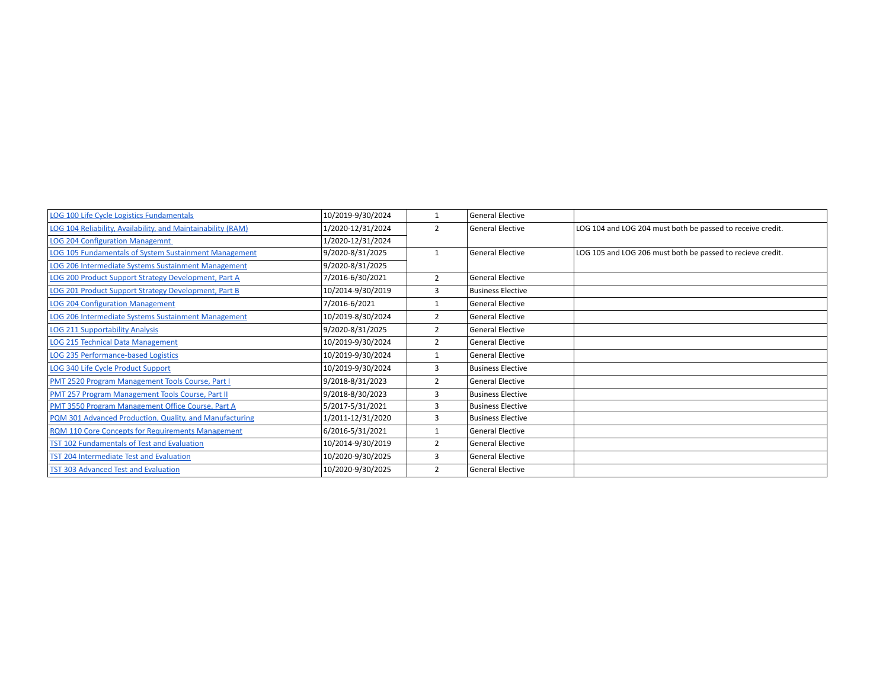| | | | | |
|---|---|---|---|---|
| LOG 100 Life Cycle Logistics Fundamentals | 10/2019-9/30/2024 | 1 | General Elective | |
| LOG 104 Reliability, Availability, and Maintainability (RAM) | 1/2020-12/31/2024 | 2 | General Elective | LOG 104 and LOG 204 must both be passed to receive credit. |
| LOG 204 Configuration Managemnt | 1/2020-12/31/2024 | | | |
| LOG 105 Fundamentals of System Sustainment Management | 9/2020-8/31/2025 | 1 | General Elective | LOG 105 and LOG 206 must both be passed to recieve credit. |
| LOG 206 Intermediate Systems Sustainment Management | 9/2020-8/31/2025 | | | |
| LOG 200 Product Support Strategy Development, Part A | 7/2016-6/30/2021 | 2 | General Elective | |
| LOG 201 Product Support Strategy Development, Part B | 10/2014-9/30/2019 | 3 | Business Elective | |
| LOG 204 Configuration Management | 7/2016-6/2021 | 1 | General Elective | |
| LOG 206 Intermediate Systems Sustainment Management | 10/2019-8/30/2024 | 2 | General Elective | |
| LOG 211 Supportability Analysis | 9/2020-8/31/2025 | 2 | General Elective | |
| LOG 215 Technical Data Management | 10/2019-9/30/2024 | 2 | General Elective | |
| LOG 235 Performance-based Logistics | 10/2019-9/30/2024 | 1 | General Elective | |
| LOG 340 Life Cycle Product Support | 10/2019-9/30/2024 | 3 | Business Elective | |
| PMT 2520 Program Management Tools Course, Part I | 9/2018-8/31/2023 | 2 | General Elective | |
| PMT 257 Program Management Tools Course, Part II | 9/2018-8/30/2023 | 3 | Business Elective | |
| PMT 3550 Program Management Office Course, Part A | 5/2017-5/31/2021 | 3 | Business Elective | |
| PQM 301 Advanced Production, Quality, and Manufacturing | 1/2011-12/31/2020 | 3 | Business Elective | |
| RQM 110 Core Concepts for Requirements Management | 6/2016-5/31/2021 | 1 | General Elective | |
| TST 102 Fundamentals of Test and Evaluation | 10/2014-9/30/2019 | 2 | General Elective | |
| TST 204 Intermediate Test and Evaluation | 10/2020-9/30/2025 | 3 | General Elective | |
| TST 303 Advanced Test and Evaluation | 10/2020-9/30/2025 | 2 | General Elective | |